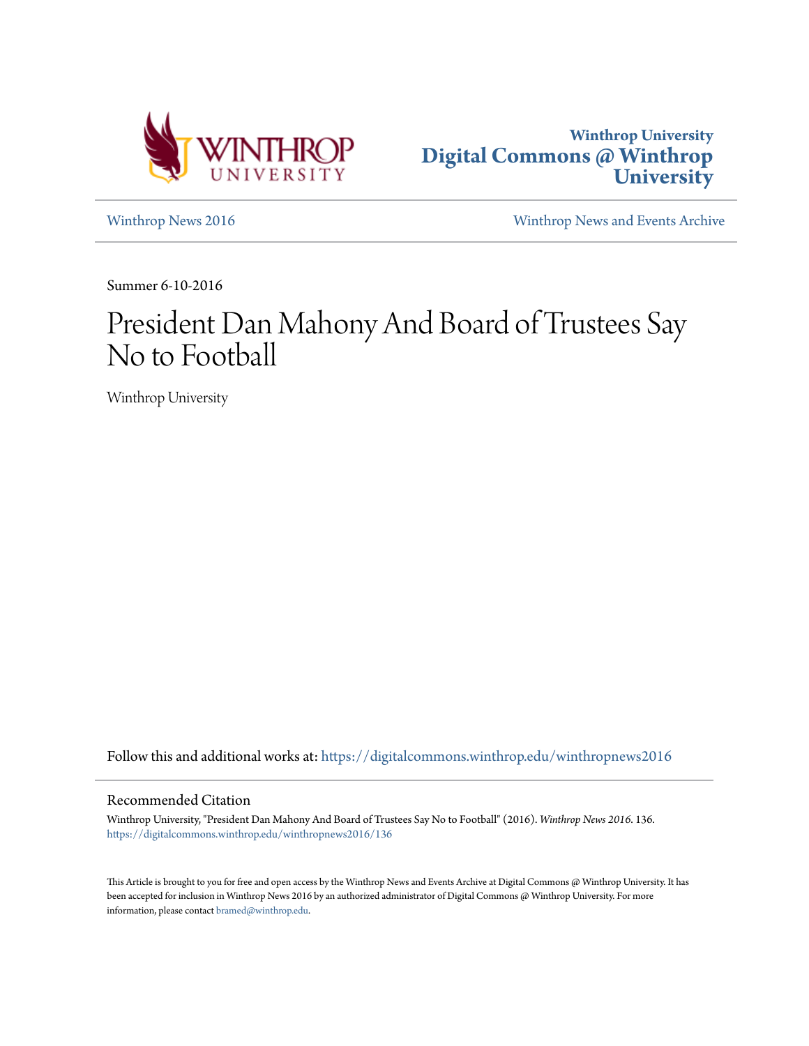Winthrop University
Digital Commons @ Winthrop University

Winthrop News 2016 | Winthrop News and Events Archive

Summer 6-10-2016

# President Dan Mahony And Board of Trustees Say No to Football

Winthrop University

Follow this and additional works at: https://digitalcommons.winthrop.edu/winthropnews2016

## Recommended Citation

Winthrop University, "President Dan Mahony And Board of Trustees Say No to Football" (2016). *Winthrop News 2016*. 136.
https://digitalcommons.winthrop.edu/winthropnews2016/136

This Article is brought to you for free and open access by the Winthrop News and Events Archive at Digital Commons @ Winthrop University. It has been accepted for inclusion in Winthrop News 2016 by an authorized administrator of Digital Commons @ Winthrop University. For more information, please contact bramed@winthrop.edu.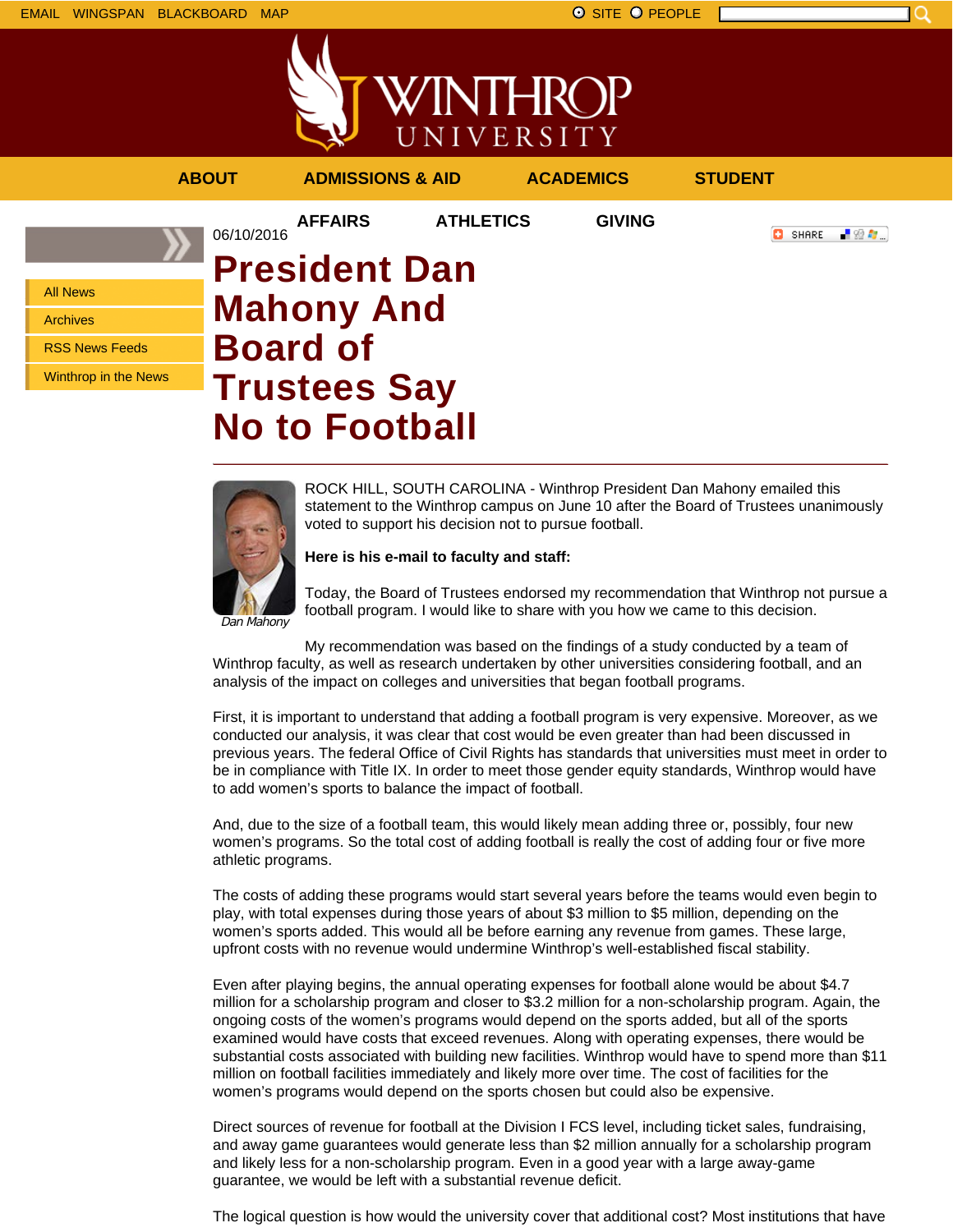06/10/2016

# President Dan Mahony And Board of Trustees Say No to Football

Dan Mahony

ROCK HILL, SOUTH CAROLINA - Winthrop President Dan Mahony emailed this statement to the Winthrop campus on June 10 after the Board of Trustees unanimously voted to support his decision not to pursue football.

**Here is his e-mail to faculty and staff:**

Today, the Board of Trustees endorsed my recommendation that Winthrop not pursue a football program. I would like to share with you how we came to this decision.

My recommendation was based on the findings of a study conducted by a team of Winthrop faculty, as well as research undertaken by other universities considering football, and an analysis of the impact on colleges and universities that began football programs.

First, it is important to understand that adding a football program is very expensive. Moreover, as we conducted our analysis, it was clear that cost would be even greater than had been discussed in previous years. The federal Office of Civil Rights has standards that universities must meet in order to be in compliance with Title IX. In order to meet those gender equity standards, Winthrop would have to add women's sports to balance the impact of football.

And, due to the size of a football team, this would likely mean adding three or, possibly, four new women's programs. So the total cost of adding football is really the cost of adding four or five more athletic programs.

The costs of adding these programs would start several years before the teams would even begin to play, with total expenses during those years of about $3 million to $5 million, depending on the women's sports added. This would all be before earning any revenue from games. These large, upfront costs with no revenue would undermine Winthrop's well-established fiscal stability.

Even after playing begins, the annual operating expenses for football alone would be about $4.7 million for a scholarship program and closer to $3.2 million for a non-scholarship program. Again, the ongoing costs of the women's programs would depend on the sports added, but all of the sports examined would have costs that exceed revenues. Along with operating expenses, there would be substantial costs associated with building new facilities. Winthrop would have to spend more than $11 million on football facilities immediately and likely more over time. The cost of facilities for the women's programs would depend on the sports chosen but could also be expensive.

Direct sources of revenue for football at the Division I FCS level, including ticket sales, fundraising, and away game guarantees would generate less than $2 million annually for a scholarship program and likely less for a non-scholarship program. Even in a good year with a large away-game guarantee, we would be left with a substantial revenue deficit.

The logical question is how would the university cover that additional cost? Most institutions that have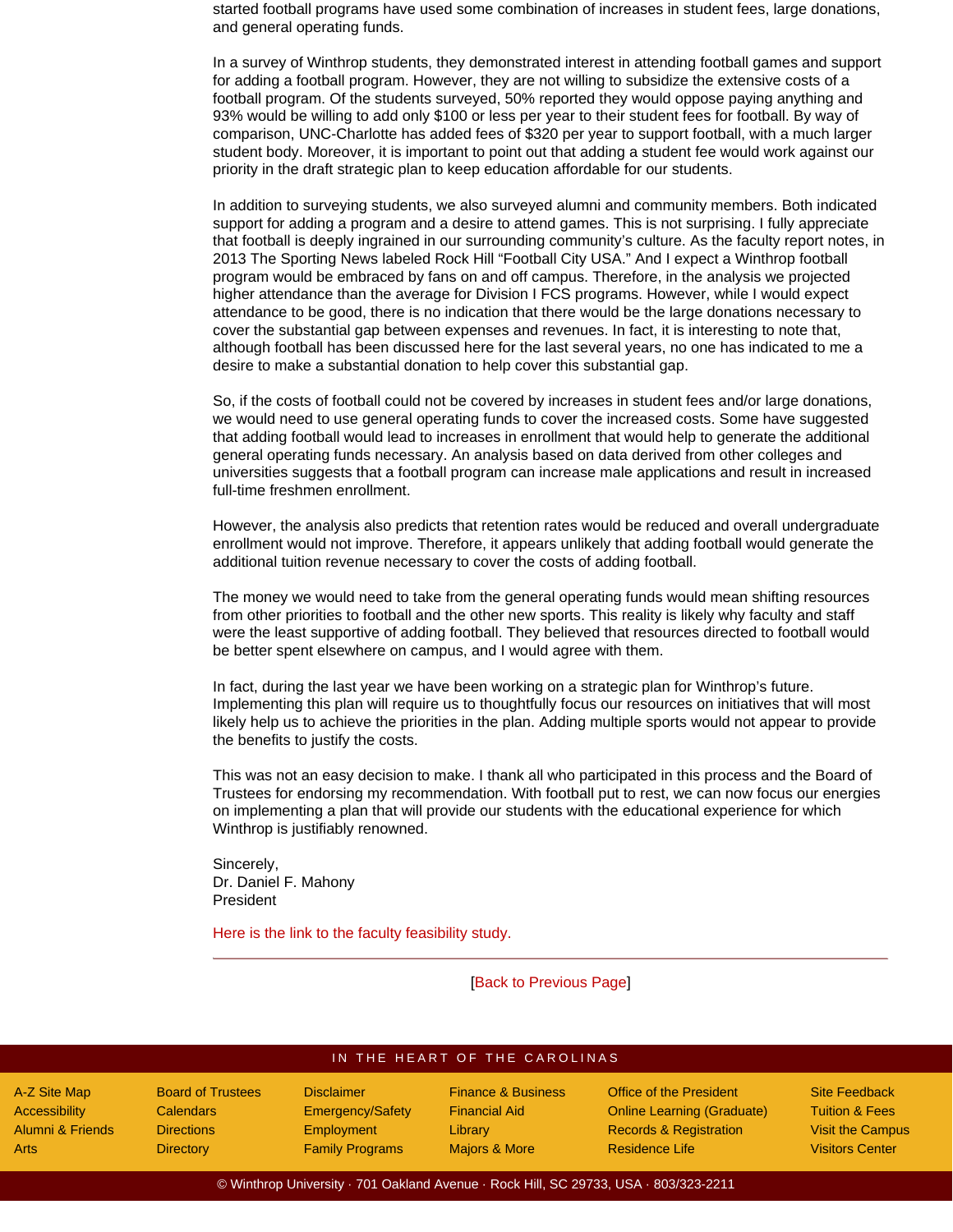started football programs have used some combination of increases in student fees, large donations, and general operating funds.

In a survey of Winthrop students, they demonstrated interest in attending football games and support for adding a football program. However, they are not willing to subsidize the extensive costs of a football program. Of the students surveyed, 50% reported they would oppose paying anything and 93% would be willing to add only $100 or less per year to their student fees for football. By way of comparison, UNC-Charlotte has added fees of $320 per year to support football, with a much larger student body. Moreover, it is important to point out that adding a student fee would work against our priority in the draft strategic plan to keep education affordable for our students.

In addition to surveying students, we also surveyed alumni and community members. Both indicated support for adding a program and a desire to attend games. This is not surprising. I fully appreciate that football is deeply ingrained in our surrounding community's culture. As the faculty report notes, in 2013 The Sporting News labeled Rock Hill "Football City USA." And I expect a Winthrop football program would be embraced by fans on and off campus. Therefore, in the analysis we projected higher attendance than the average for Division I FCS programs. However, while I would expect attendance to be good, there is no indication that there would be the large donations necessary to cover the substantial gap between expenses and revenues. In fact, it is interesting to note that, although football has been discussed here for the last several years, no one has indicated to me a desire to make a substantial donation to help cover this substantial gap.

So, if the costs of football could not be covered by increases in student fees and/or large donations, we would need to use general operating funds to cover the increased costs. Some have suggested that adding football would lead to increases in enrollment that would help to generate the additional general operating funds necessary. An analysis based on data derived from other colleges and universities suggests that a football program can increase male applications and result in increased full-time freshmen enrollment.

However, the analysis also predicts that retention rates would be reduced and overall undergraduate enrollment would not improve. Therefore, it appears unlikely that adding football would generate the additional tuition revenue necessary to cover the costs of adding football.

The money we would need to take from the general operating funds would mean shifting resources from other priorities to football and the other new sports. This reality is likely why faculty and staff were the least supportive of adding football. They believed that resources directed to football would be better spent elsewhere on campus, and I would agree with them.

In fact, during the last year we have been working on a strategic plan for Winthrop's future. Implementing this plan will require us to thoughtfully focus our resources on initiatives that will most likely help us to achieve the priorities in the plan. Adding multiple sports would not appear to provide the benefits to justify the costs.

This was not an easy decision to make. I thank all who participated in this process and the Board of Trustees for endorsing my recommendation. With football put to rest, we can now focus our energies on implementing a plan that will provide our students with the educational experience for which Winthrop is justifiably renowned.

Sincerely,
Dr. Daniel F. Mahony
President

Here is the link to the faculty feasibility study.

---

[Back to Previous Page]

IN THE HEART OF THE CAROLINAS

A-Z Site Map · Accessibility · Alumni & Friends · Arts · Board of Trustees · Calendars · Directions · Directory · Disclaimer · Emergency/Safety · Employment · Family Programs · Finance & Business · Financial Aid · Library · Majors & More · Office of the President · Online Learning (Graduate) · Records & Registration · Residence Life · Site Feedback · Tuition & Fees · Visit the Campus · Visitors Center

© Winthrop University · 701 Oakland Avenue · Rock Hill, SC 29733, USA · 803/323-2211